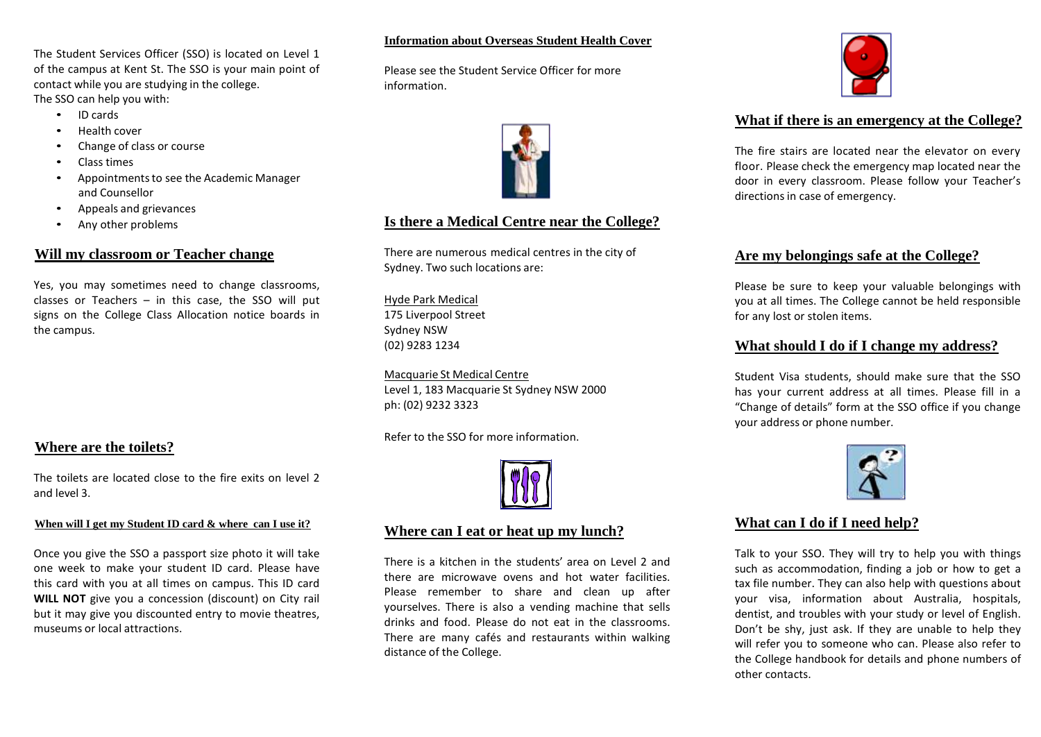The Student Services Officer (SSO) is located on Level 1 of the campus at Kent St. The SSO is your main point of contact while you are studying in the college.
The SSO can help you with:

- ID cards
- Health cover
- Change of class or course
- Class times
- Appointments to see the Academic Manager and Counsellor
- Appeals and grievances
- Any other problems

## Will my classroom or Teacher change

Yes, you may sometimes need to change classrooms, classes or Teachers – in this case, the SSO will put signs on the College Class Allocation notice boards in the campus.

## Where are the toilets?

The toilets are located close to the fire exits on level 2 and level 3.

### When will I get my Student ID card & where can I use it?

Once you give the SSO a passport size photo it will take one week to make your student ID card. Please have this card with you at all times on campus. This ID card **WILL NOT** give you a concession (discount) on City rail but it may give you discounted entry to movie theatres, museums or local attractions.

### Information about Overseas Student Health Cover

Please see the Student Service Officer for more information.

## Is there a Medical Centre near the College?

There are numerous medical centres in the city of Sydney. Two such locations are:

Hyde Park Medical
175 Liverpool Street
Sydney NSW
(02) 9283 1234

Macquarie St Medical Centre
Level 1, 183 Macquarie St Sydney NSW 2000
ph: (02) 9232 3323

Refer to the SSO for more information.

## Where can I eat or heat up my lunch?

There is a kitchen in the students' area on Level 2 and there are microwave ovens and hot water facilities. Please remember to share and clean up after yourselves. There is also a vending machine that sells drinks and food. Please do not eat in the classrooms. There are many cafés and restaurants within walking distance of the College.

## What if there is an emergency at the College?

The fire stairs are located near the elevator on every floor. Please check the emergency map located near the door in every classroom. Please follow your Teacher's directions in case of emergency.

## Are my belongings safe at the College?

Please be sure to keep your valuable belongings with you at all times. The College cannot be held responsible for any lost or stolen items.

## What should I do if I change my address?

Student Visa students, should make sure that the SSO has your current address at all times. Please fill in a "Change of details" form at the SSO office if you change your address or phone number.

## What can I do if I need help?

Talk to your SSO. They will try to help you with things such as accommodation, finding a job or how to get a tax file number. They can also help with questions about your visa, information about Australia, hospitals, dentist, and troubles with your study or level of English. Don't be shy, just ask. If they are unable to help they will refer you to someone who can. Please also refer to the College handbook for details and phone numbers of other contacts.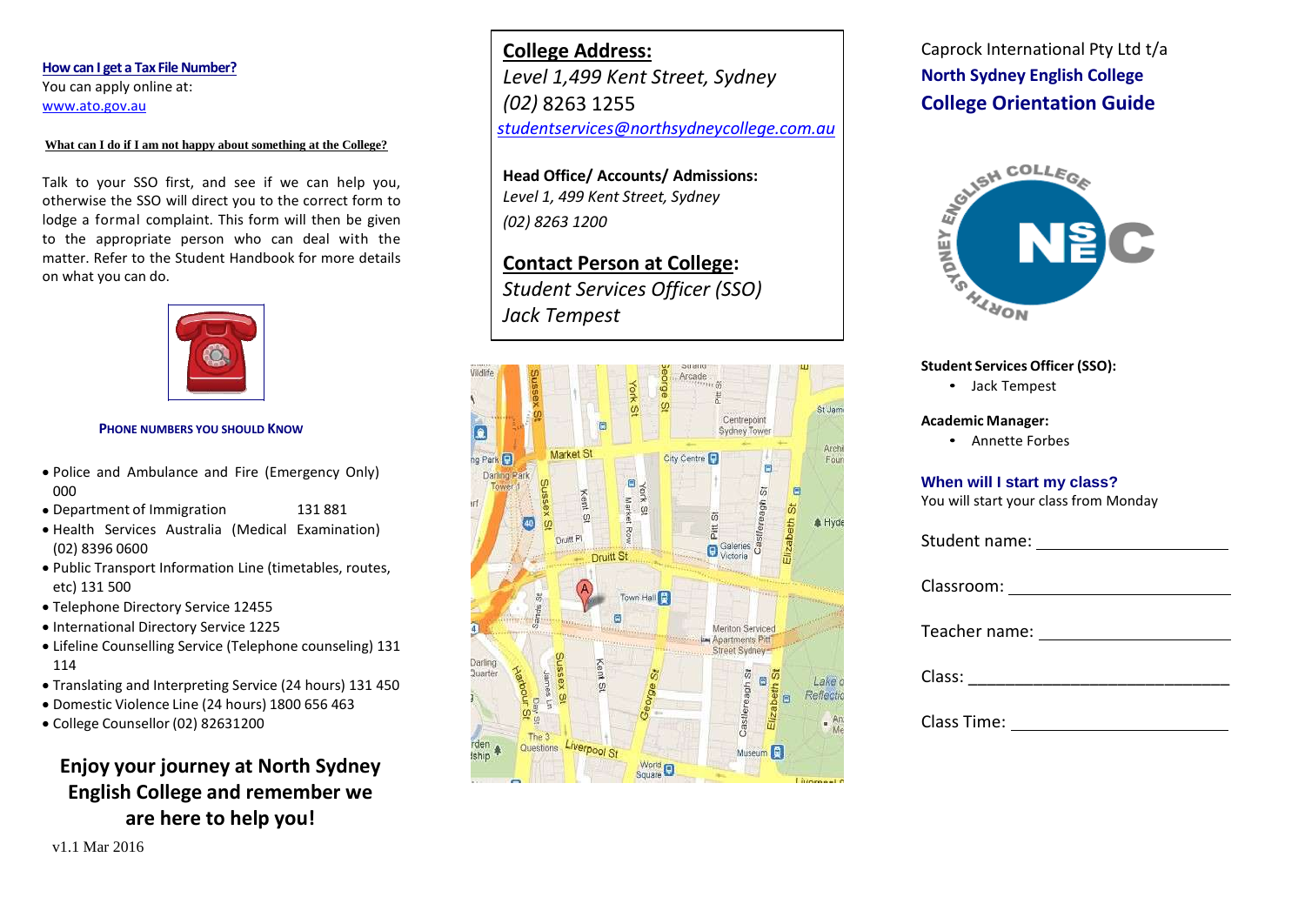**How can I get a Tax File Number?**

You can apply online at:
www.ato.gov.au

**What can I do if I am not happy about something at the College?**

Talk to your SSO first, and see if we can help you, otherwise the SSO will direct you to the correct form to lodge a formal complaint. This form will then be given to the appropriate person who can deal with the matter. Refer to the Student Handbook for more details on what you can do.

**PHONE NUMBERS YOU SHOULD KNOW**

- Police and Ambulance and Fire (Emergency Only) 000
- Department of Immigration 131 881
- Health Services Australia (Medical Examination) (02) 8396 0600
- Public Transport Information Line (timetables, routes, etc) 131 500
- Telephone Directory Service 12455
- International Directory Service 1225
- Lifeline Counselling Service (Telephone counseling) 131 114
- Translating and Interpreting Service (24 hours) 131 450
- Domestic Violence Line (24 hours) 1800 656 463
- College Counsellor (02) 82631200

## Enjoy your journey at North Sydney English College and remember we are here to help you!

v1.1 Mar 2016

**College Address:**

*Level 1,499 Kent Street, Sydney*
*(02)* 8263 1255
*studentservices@northsydneycollege.com.au*

**Head Office/ Accounts/ Admissions:**

*Level 1, 499 Kent Street, Sydney*
*(02) 8263 1200*

**Contact Person at College:**

*Student Services Officer (SSO)*
*Jack Tempest*

Caprock International Pty Ltd t/a

**North Sydney English College**

# College Orientation Guide

**Student Services Officer (SSO):**

- Jack Tempest

**Academic Manager:**

- Annette Forbes

**When will I start my class?**

You will start your class from Monday

Student name: ____________________

Classroom: ____________________

Teacher name: ____________________

Class: ____________________

Class Time: ____________________